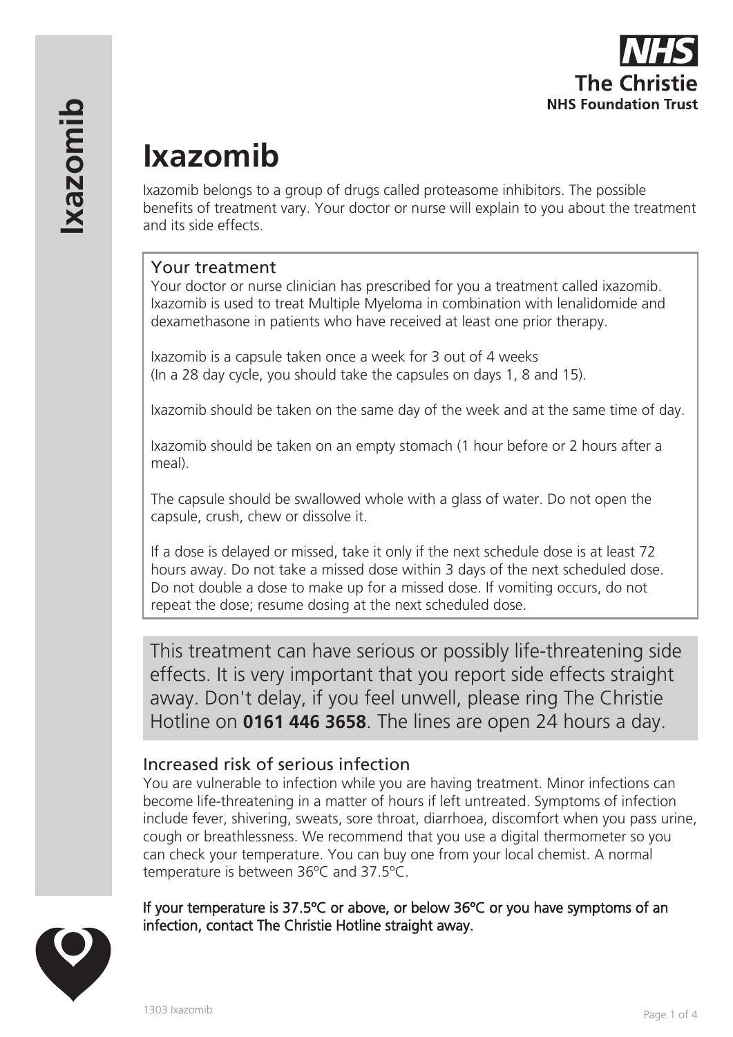# Ixazomib

Ixazomib belongs to a group of drugs called proteasome inhibitors. The possible benefits of treatment vary. Your doctor or nurse will explain to you about the treatment and its side effects.

## Your treatment

Your doctor or nurse clinician has prescribed for you a treatment called ixazomib. Ixazomib is used to treat Multiple Myeloma in combination with lenalidomide and dexamethasone in patients who have received at least one prior therapy.

Ixazomib is a capsule taken once a week for 3 out of 4 weeks (In a 28 day cycle, you should take the capsules on days 1, 8 and 15).

Ixazomib should be taken on the same day of the week and at the same time of day.

Ixazomib should be taken on an empty stomach (1 hour before or 2 hours after a meal).

The capsule should be swallowed whole with a glass of water. Do not open the capsule, crush, chew or dissolve it.

If a dose is delayed or missed, take it only if the next schedule dose is at least 72 hours away. Do not take a missed dose within 3 days of the next scheduled dose. Do not double a dose to make up for a missed dose. If vomiting occurs, do not repeat the dose; resume dosing at the next scheduled dose.

This treatment can have serious or possibly life-threatening side effects. It is very important that you report side effects straight away. Don't delay, if you feel unwell, please ring The Christie Hotline on **0161 446 3658**. The lines are open 24 hours a day.

## Increased risk of serious infection

You are vulnerable to infection while you are having treatment. Minor infections can become life-threatening in a matter of hours if left untreated. Symptoms of infection include fever, shivering, sweats, sore throat, diarrhoea, discomfort when you pass urine, cough or breathlessness. We recommend that you use a digital thermometer so you can check your temperature. You can buy one from your local chemist. A normal temperature is between 36ºC and 37.5ºC.

**If your temperature is 37.5ºC or above, or below 36ºC or you have symptoms of an infection, contact The Christie Hotline straight away.**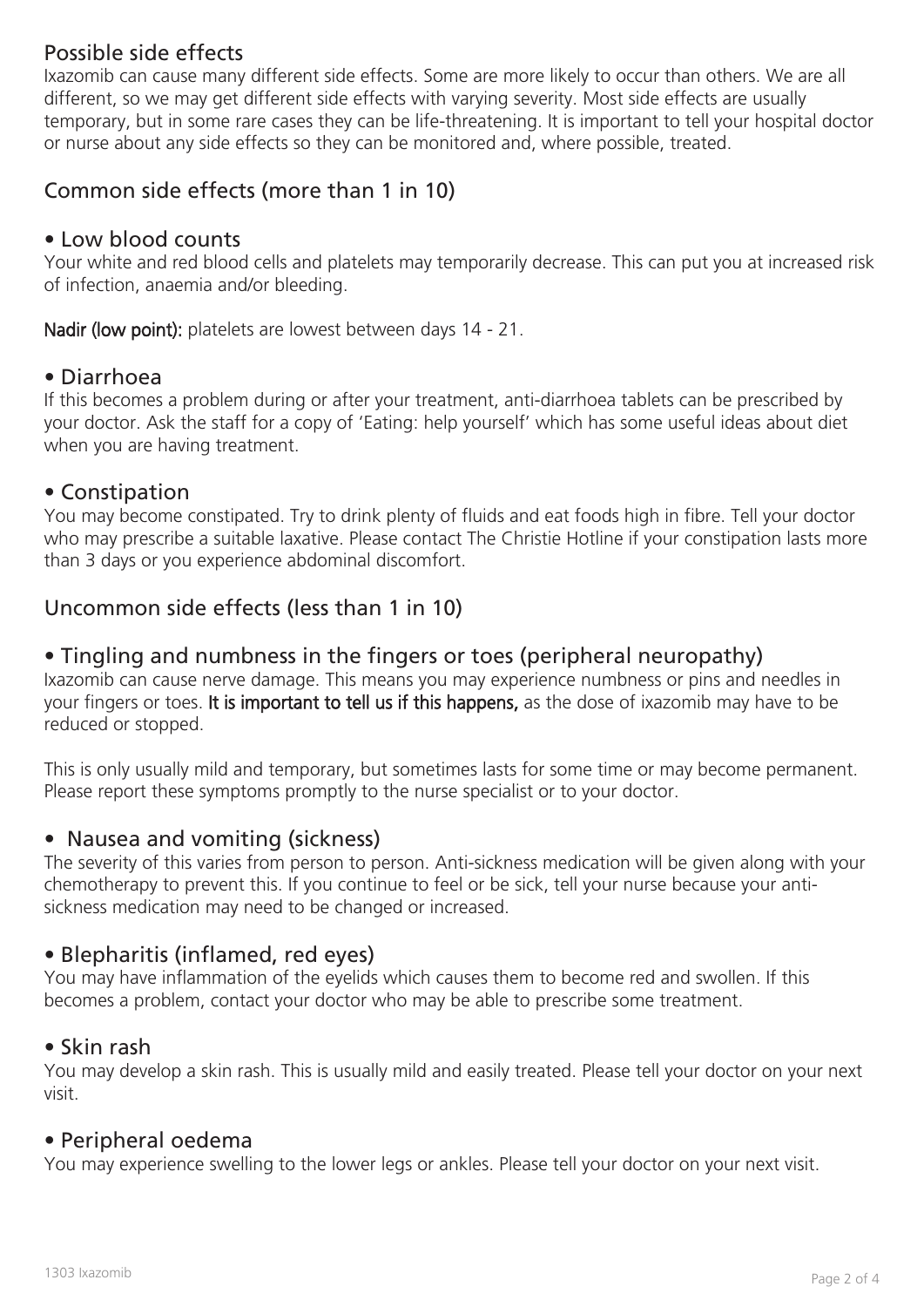## Possible side effects

Ixazomib can cause many different side effects. Some are more likely to occur than others. We are all different, so we may get different side effects with varying severity. Most side effects are usually temporary, but in some rare cases they can be life-threatening. It is important to tell your hospital doctor or nurse about any side effects so they can be monitored and, where possible, treated.

## Common side effects (more than 1 in 10)

### • Low blood counts

Your white and red blood cells and platelets may temporarily decrease. This can put you at increased risk of infection, anaemia and/or bleeding.

**Nadir (low point):** platelets are lowest between days 14 - 21.

### • Diarrhoea

If this becomes a problem during or after your treatment, anti-diarrhoea tablets can be prescribed by your doctor. Ask the staff for a copy of 'Eating: help yourself' which has some useful ideas about diet when you are having treatment.

### • Constipation

You may become constipated. Try to drink plenty of fluids and eat foods high in fibre. Tell your doctor who may prescribe a suitable laxative. Please contact The Christie Hotline if your constipation lasts more than 3 days or you experience abdominal discomfort.

## Uncommon side effects (less than 1 in 10)

### • Tingling and numbness in the fingers or toes (peripheral neuropathy)

Ixazomib can cause nerve damage. This means you may experience numbness or pins and needles in your fingers or toes. **It is important to tell us if this happens,** as the dose of ixazomib may have to be reduced or stopped.

This is only usually mild and temporary, but sometimes lasts for some time or may become permanent. Please report these symptoms promptly to the nurse specialist or to your doctor.

### • Nausea and vomiting (sickness)

The severity of this varies from person to person. Anti-sickness medication will be given along with your chemotherapy to prevent this. If you continue to feel or be sick, tell your nurse because your anti-sickness medication may need to be changed or increased.

### • Blepharitis (inflamed, red eyes)

You may have inflammation of the eyelids which causes them to become red and swollen. If this becomes a problem, contact your doctor who may be able to prescribe some treatment.

### • Skin rash

You may develop a skin rash. This is usually mild and easily treated. Please tell your doctor on your next visit.

### • Peripheral oedema

You may experience swelling to the lower legs or ankles. Please tell your doctor on your next visit.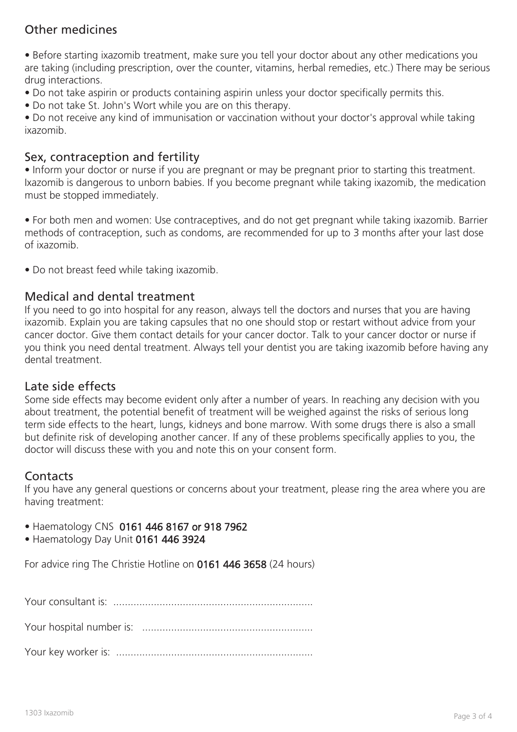## Other medicines

- Before starting ixazomib treatment, make sure you tell your doctor about any other medications you are taking (including prescription, over the counter, vitamins, herbal remedies, etc.) There may be serious drug interactions.
- Do not take aspirin or products containing aspirin unless your doctor specifically permits this.
- Do not take St. John's Wort while you are on this therapy.
- Do not receive any kind of immunisation or vaccination without your doctor's approval while taking ixazomib.

## Sex, contraception and fertility

- Inform your doctor or nurse if you are pregnant or may be pregnant prior to starting this treatment. Ixazomib is dangerous to unborn babies. If you become pregnant while taking ixazomib, the medication must be stopped immediately.

- For both men and women: Use contraceptives, and do not get pregnant while taking ixazomib. Barrier methods of contraception, such as condoms, are recommended for up to 3 months after your last dose of ixazomib.

- Do not breast feed while taking ixazomib.

## Medical and dental treatment

If you need to go into hospital for any reason, always tell the doctors and nurses that you are having ixazomib. Explain you are taking capsules that no one should stop or restart without advice from your cancer doctor. Give them contact details for your cancer doctor. Talk to your cancer doctor or nurse if you think you need dental treatment. Always tell your dentist you are taking ixazomib before having any dental treatment.

## Late side effects

Some side effects may become evident only after a number of years. In reaching any decision with you about treatment, the potential benefit of treatment will be weighed against the risks of serious long term side effects to the heart, lungs, kidneys and bone marrow. With some drugs there is also a small but definite risk of developing another cancer. If any of these problems specifically applies to you, the doctor will discuss these with you and note this on your consent form.

## Contacts

If you have any general questions or concerns about your treatment, please ring the area where you are having treatment:

- Haematology CNS **0161 446 8167 or 918 7962**
- Haematology Day Unit **0161 446 3924**

For advice ring The Christie Hotline on **0161 446 3658** (24 hours)

Your consultant is: ....................................................................

Your hospital number is: ..........................................................

Your key worker is: ...................................................................

1303 Ixazomib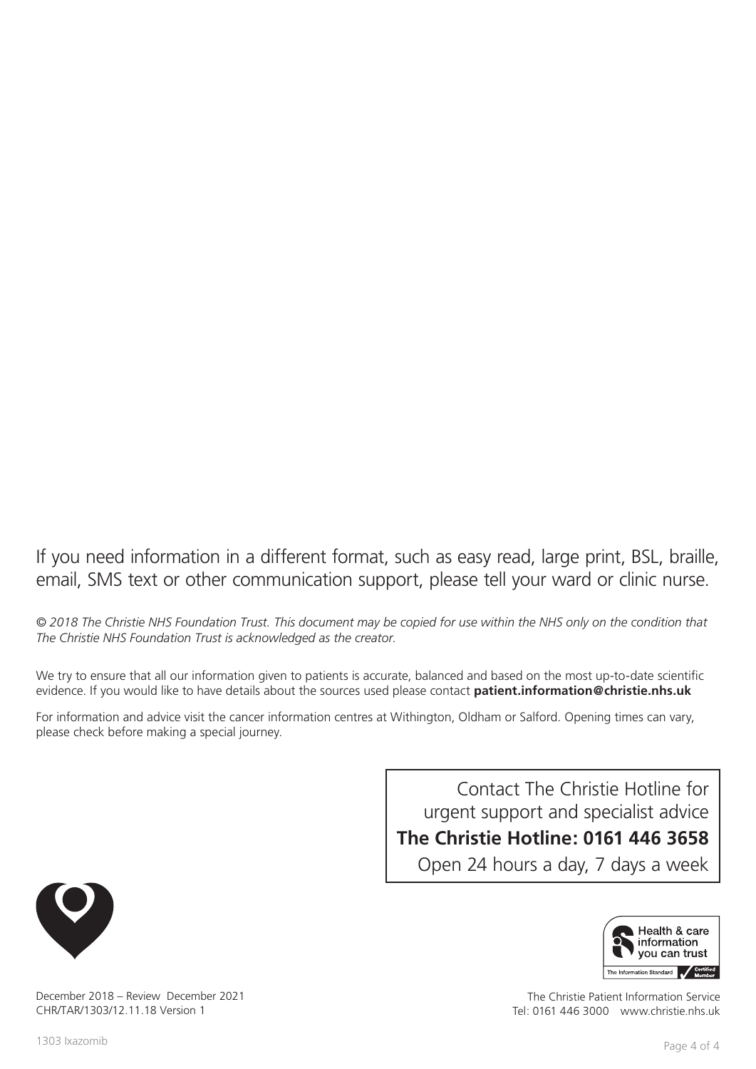If you need information in a different format, such as easy read, large print, BSL, braille, email, SMS text or other communication support, please tell your ward or clinic nurse.

*© 2018 The Christie NHS Foundation Trust. This document may be copied for use within the NHS only on the condition that The Christie NHS Foundation Trust is acknowledged as the creator.*

We try to ensure that all our information given to patients is accurate, balanced and based on the most up-to-date scientific evidence. If you would like to have details about the sources used please contact **patient.information@christie.nhs.uk**

For information and advice visit the cancer information centres at Withington, Oldham or Salford. Opening times can vary, please check before making a special journey.

Contact The Christie Hotline for urgent support and specialist advice

**The Christie Hotline: 0161 446 3658**

Open 24 hours a day, 7 days a week

Health & care information you can trust

The Information Standard — Certified Member

December 2018 – Review December 2021
CHR/TAR/1303/12.11.18 Version 1

The Christie Patient Information Service
Tel: 0161 446 3000 www.christie.nhs.uk

1303 Ixazomib